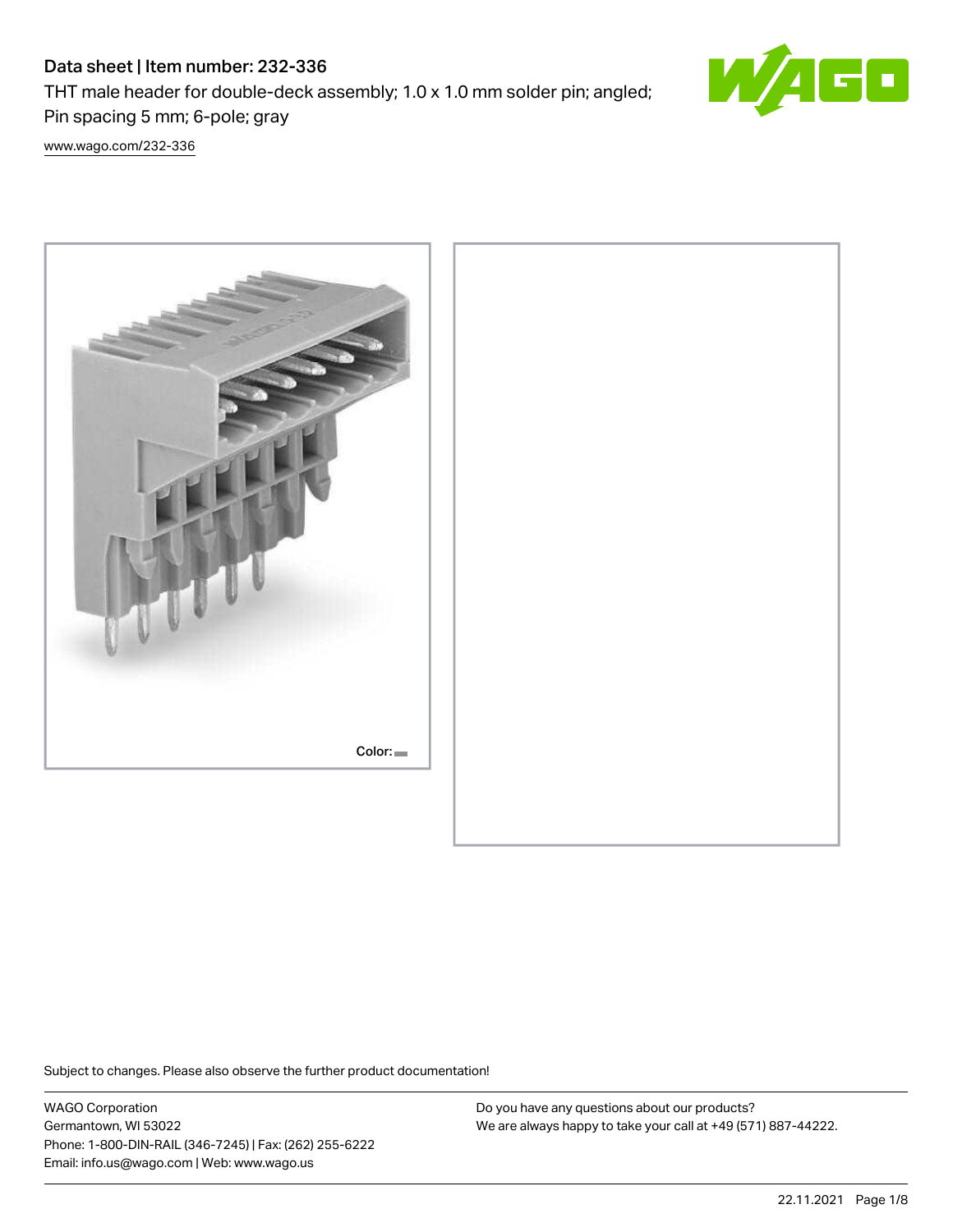# Data sheet | Item number: 232-336

THT male header for double-deck assembly; 1.0 x 1.0 mm solder pin; angled; Pin spacing 5 mm; 6-pole; gray

[www.wago.com/232-336](www.wago.com/232-336)

Color:

Subject to changes. Please also observe the further product documentation!

WAGO Corporation
Germantown, WI 53022
Phone: 1-800-DIN-RAIL (346-7245) | Fax: (262) 255-6222
Email: info.us@wago.com | Web: www.wago.us

Do you have any questions about our products?
We are always happy to take your call at +49 (571) 887-44222.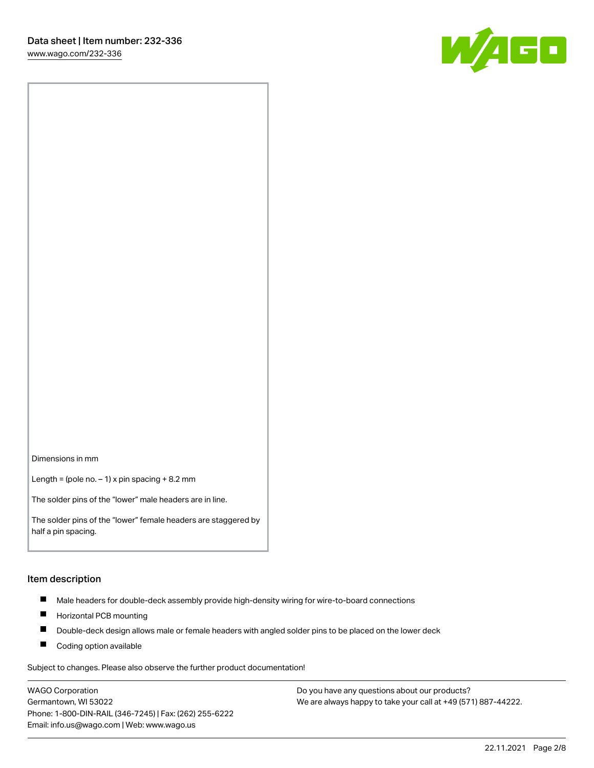Dimensions in mm

Length = (pole no. – 1) x pin spacing + 8.2 mm

The solder pins of the "lower" male headers are in line.

The solder pins of the "lower" female headers are staggered by half a pin spacing.

## Item description

- Male headers for double-deck assembly provide high-density wiring for wire-to-board connections
- Horizontal PCB mounting
- Double-deck design allows male or female headers with angled solder pins to be placed on the lower deck
- Coding option available

Subject to changes. Please also observe the further product documentation!

WAGO Corporation
Germantown, WI 53022
Phone: 1-800-DIN-RAIL (346-7245) | Fax: (262) 255-6222
Email: info.us@wago.com | Web: www.wago.us

Do you have any questions about our products?
We are always happy to take your call at +49 (571) 887-44222.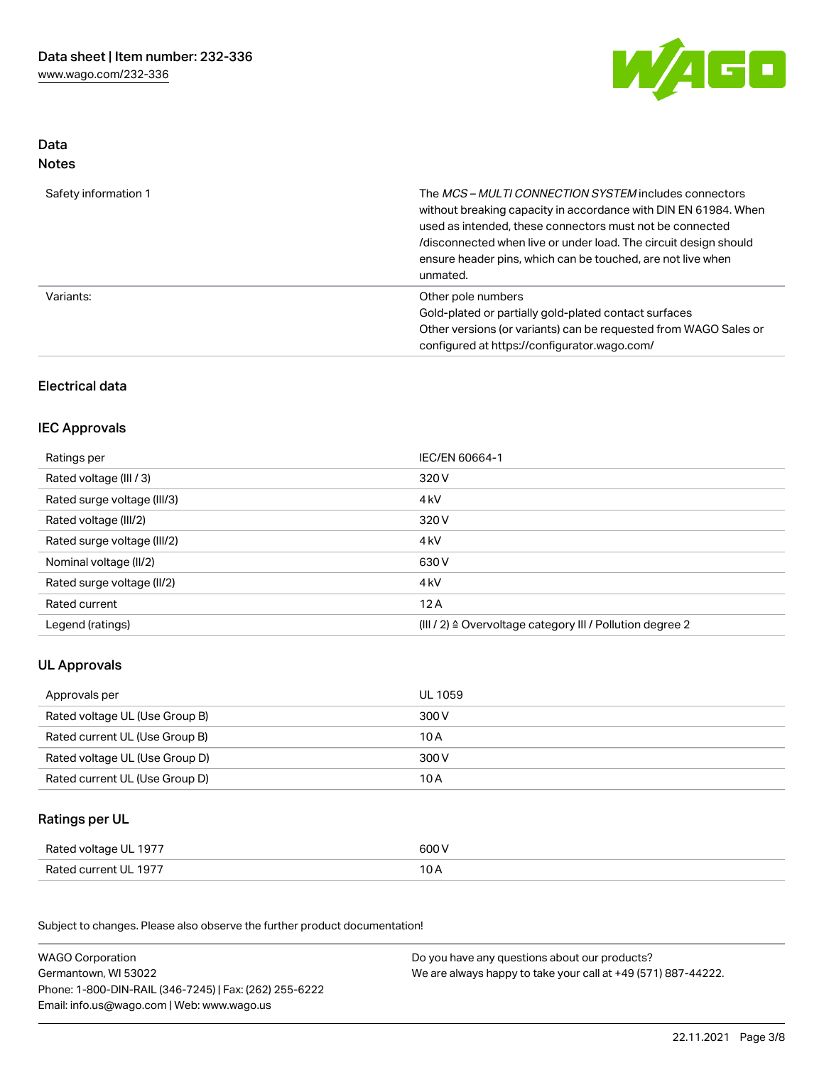## Data

### Notes

| | |
|---|---|
| Safety information 1 | The *MCS – MULTI CONNECTION SYSTEM* includes connectors without breaking capacity in accordance with DIN EN 61984. When used as intended, these connectors must not be connected /disconnected when live or under load. The circuit design should ensure header pins, which can be touched, are not live when unmated. |
| Variants: | Other pole numbers<br>Gold-plated or partially gold-plated contact surfaces<br>Other versions (or variants) can be requested from WAGO Sales or configured at https://configurator.wago.com/ |

## Electrical data

### IEC Approvals

| | |
|---|---|
| Ratings per | IEC/EN 60664-1 |
| Rated voltage (III / 3) | 320 V |
| Rated surge voltage (III/3) | 4 kV |
| Rated voltage (III/2) | 320 V |
| Rated surge voltage (III/2) | 4 kV |
| Nominal voltage (II/2) | 630 V |
| Rated surge voltage (II/2) | 4 kV |
| Rated current | 12 A |
| Legend (ratings) | (III / 2) ≙ Overvoltage category III / Pollution degree 2 |

### UL Approvals

| | |
|---|---|
| Approvals per | UL 1059 |
| Rated voltage UL (Use Group B) | 300 V |
| Rated current UL (Use Group B) | 10 A |
| Rated voltage UL (Use Group D) | 300 V |
| Rated current UL (Use Group D) | 10 A |

### Ratings per UL

| | |
|---|---|
| Rated voltage UL 1977 | 600 V |
| Rated current UL 1977 | 10 A |

Subject to changes. Please also observe the further product documentation!

WAGO Corporation
Germantown, WI 53022
Phone: 1-800-DIN-RAIL (346-7245) | Fax: (262) 255-6222
Email: info.us@wago.com | Web: www.wago.us

Do you have any questions about our products?
We are always happy to take your call at +49 (571) 887-44222.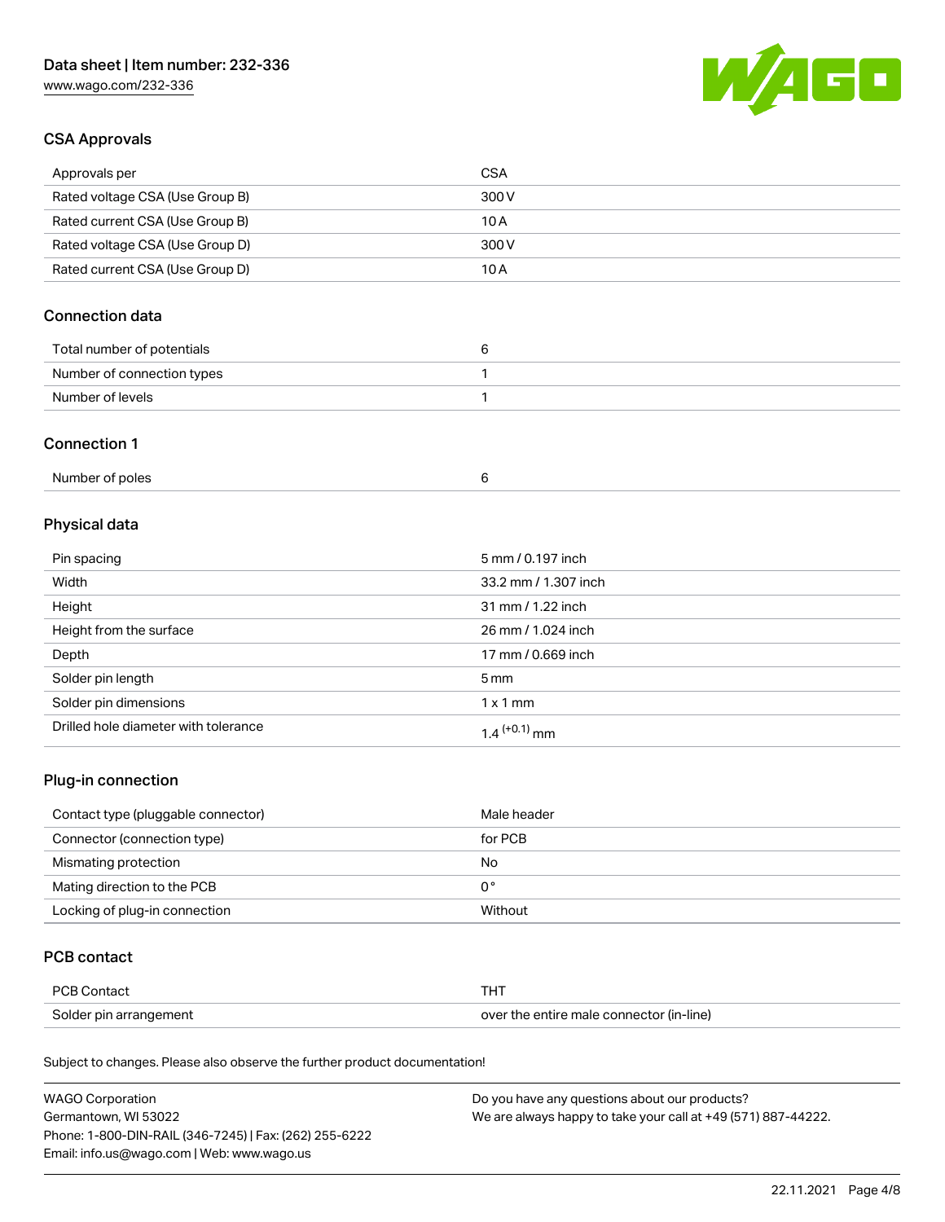## CSA Approvals

| Approvals per | CSA |
| --- | --- |
| Rated voltage CSA (Use Group B) | 300 V |
| Rated current CSA (Use Group B) | 10 A |
| Rated voltage CSA (Use Group D) | 300 V |
| Rated current CSA (Use Group D) | 10 A |

## Connection data

| Total number of potentials | 6 |
| --- | --- |
| Number of connection types | 1 |
| Number of levels | 1 |

## Connection 1

| Number of poles | 6 |
| --- | --- |

## Physical data

| Pin spacing | 5 mm / 0.197 inch |
| --- | --- |
| Width | 33.2 mm / 1.307 inch |
| Height | 31 mm / 1.22 inch |
| Height from the surface | 26 mm / 1.024 inch |
| Depth | 17 mm / 0.669 inch |
| Solder pin length | 5 mm |
| Solder pin dimensions | 1 x 1 mm |
| Drilled hole diameter with tolerance | $1.4^{(+0.1)}$ mm |

## Plug-in connection

| Contact type (pluggable connector) | Male header |
| --- | --- |
| Connector (connection type) | for PCB |
| Mismating protection | No |
| Mating direction to the PCB | 0° |
| Locking of plug-in connection | Without |

## PCB contact

| PCB Contact | THT |
| --- | --- |
| Solder pin arrangement | over the entire male connector (in-line) |

Subject to changes. Please also observe the further product documentation!

WAGO Corporation
Germantown, WI 53022
Phone: 1-800-DIN-RAIL (346-7245) | Fax: (262) 255-6222
Email: info.us@wago.com | Web: www.wago.us

Do you have any questions about our products?
We are always happy to take your call at +49 (571) 887-44222.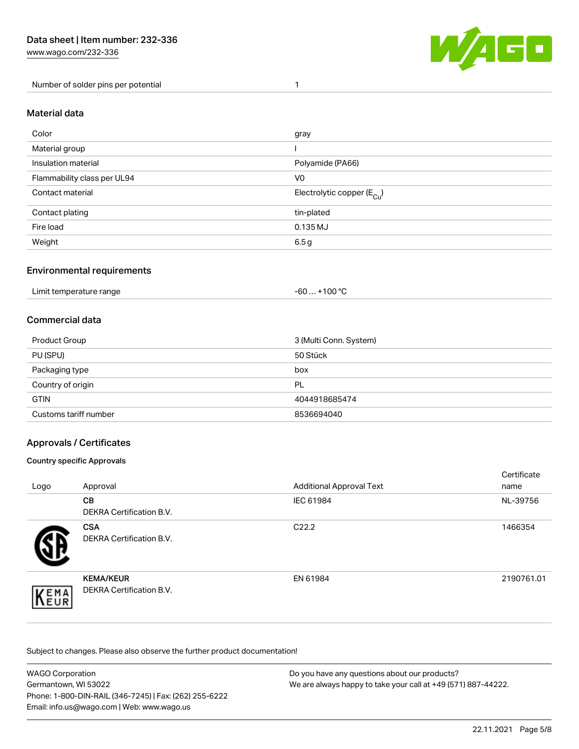| Number of solder pins per potential | 1 |
| --- | --- |

## Material data

| Color | gray |
| --- | --- |
| Material group | I |
| Insulation material | Polyamide (PA66) |
| Flammability class per UL94 | V0 |
| Contact material | Electrolytic copper ($E_{Cu}$) |
| Contact plating | tin-plated |
| Fire load | 0.135 MJ |
| Weight | 6.5 g |

## Environmental requirements

| Limit temperature range | -60 … +100 °C |
| --- | --- |

## Commercial data

| Product Group | 3 (Multi Conn. System) |
| --- | --- |
| PU (SPU) | 50 Stück |
| Packaging type | box |
| Country of origin | PL |
| GTIN | 4044918685474 |
| Customs tariff number | 8536694040 |

## Approvals / Certificates

### Country specific Approvals

| Logo | Approval | Additional Approval Text | Certificate name |
| --- | --- | --- | --- |
| | **CB** DEKRA Certification B.V. | IEC 61984 | NL-39756 |
| | **CSA** DEKRA Certification B.V. | C22.2 | 1466354 |
| | **KEMA/KEUR** DEKRA Certification B.V. | EN 61984 | 2190761.01 |

Subject to changes. Please also observe the further product documentation!

WAGO Corporation
Germantown, WI 53022
Phone: 1-800-DIN-RAIL (346-7245) | Fax: (262) 255-6222
Email: info.us@wago.com | Web: www.wago.us

Do you have any questions about our products?
We are always happy to take your call at +49 (571) 887-44222.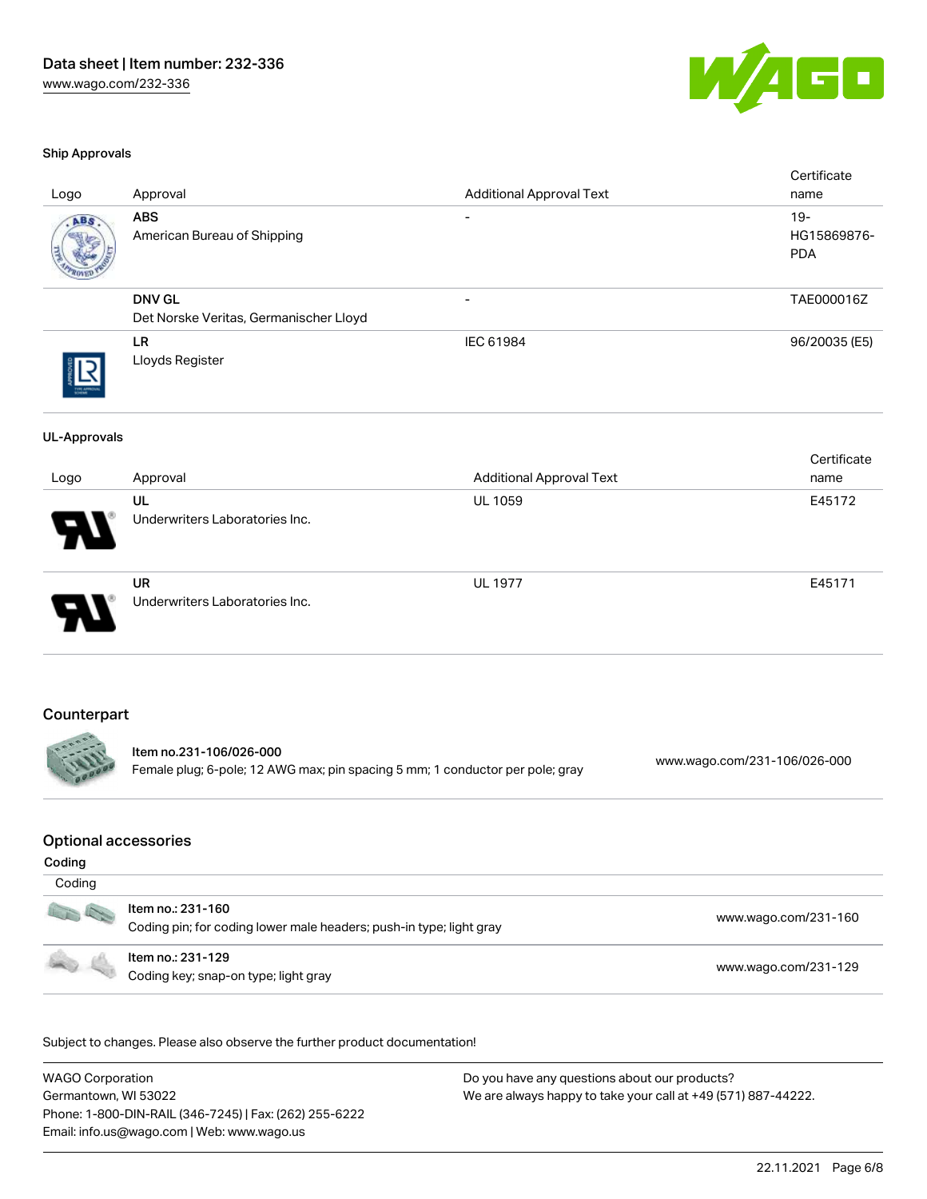### Ship Approvals

| Logo | Approval | Additional Approval Text | Certificate name |
| --- | --- | --- | --- |
| | **ABS**<br>American Bureau of Shipping | - | 19-HG15869876-PDA |
| | **DNV GL**<br>Det Norske Veritas, Germanischer Lloyd | - | TAE000016Z |
| | **LR**<br>Lloyds Register | IEC 61984 | 96/20035 (E5) |

### UL-Approvals

| Logo | Approval | Additional Approval Text | Certificate name |
| --- | --- | --- | --- |
| | **UL**<br>Underwriters Laboratories Inc. | UL 1059 | E45172 |
| | **UR**<br>Underwriters Laboratories Inc. | UL 1977 | E45171 |

## Counterpart

| Item | Link |
| --- | --- |
| Item no.231-106/026-000<br>Female plug; 6-pole; 12 AWG max; pin spacing 5 mm; 1 conductor per pole; gray | www.wago.com/231-106/026-000 |

## Optional accessories

### Coding

| Coding | |
| --- | --- |
| Item no.: 231-160<br>Coding pin; for coding lower male headers; push-in type; light gray | www.wago.com/231-160 |
| Item no.: 231-129<br>Coding key; snap-on type; light gray | www.wago.com/231-129 |

Subject to changes. Please also observe the further product documentation!

WAGO Corporation
Germantown, WI 53022
Phone: 1-800-DIN-RAIL (346-7245) | Fax: (262) 255-6222
Email: info.us@wago.com | Web: www.wago.us

Do you have any questions about our products?
We are always happy to take your call at +49 (571) 887-44222.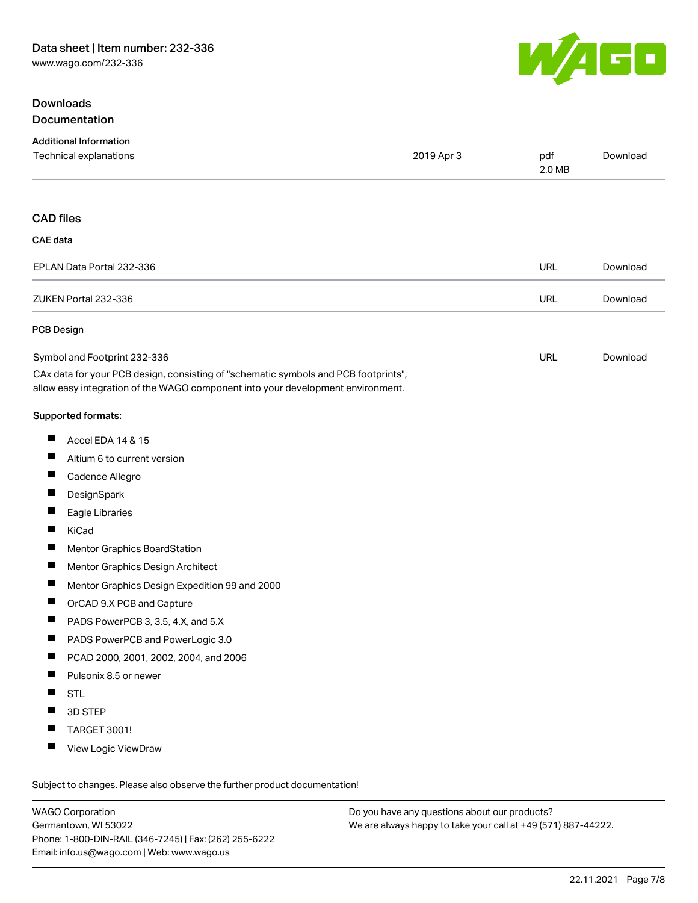## Downloads

## Documentation

### Additional Information

| | | | |
|---|---|---|---|
| Technical explanations | 2019 Apr 3 | pdf 2.0 MB | Download |

## CAD files

### CAE data

| | | |
|---|---|---|
| EPLAN Data Portal 232-336 | URL | Download |
| ZUKEN Portal 232-336 | URL | Download |

### PCB Design

| | | |
|---|---|---|
| Symbol and Footprint 232-336 | URL | Download |

CAx data for your PCB design, consisting of "schematic symbols and PCB footprints", allow easy integration of the WAGO component into your development environment.

**Supported formats:**

- Accel EDA 14 & 15
- Altium 6 to current version
- Cadence Allegro
- DesignSpark
- Eagle Libraries
- KiCad
- Mentor Graphics BoardStation
- Mentor Graphics Design Architect
- Mentor Graphics Design Expedition 99 and 2000
- OrCAD 9.X PCB and Capture
- PADS PowerPCB 3, 3.5, 4.X, and 5.X
- PADS PowerPCB and PowerLogic 3.0
- PCAD 2000, 2001, 2002, 2004, and 2006
- Pulsonix 8.5 or newer
- STL
- 3D STEP
- TARGET 3001!
- View Logic ViewDraw

Subject to changes. Please also observe the further product documentation!

WAGO Corporation
Germantown, WI 53022
Phone: 1-800-DIN-RAIL (346-7245) | Fax: (262) 255-6222
Email: info.us@wago.com | Web: www.wago.us

Do you have any questions about our products?
We are always happy to take your call at +49 (571) 887-44222.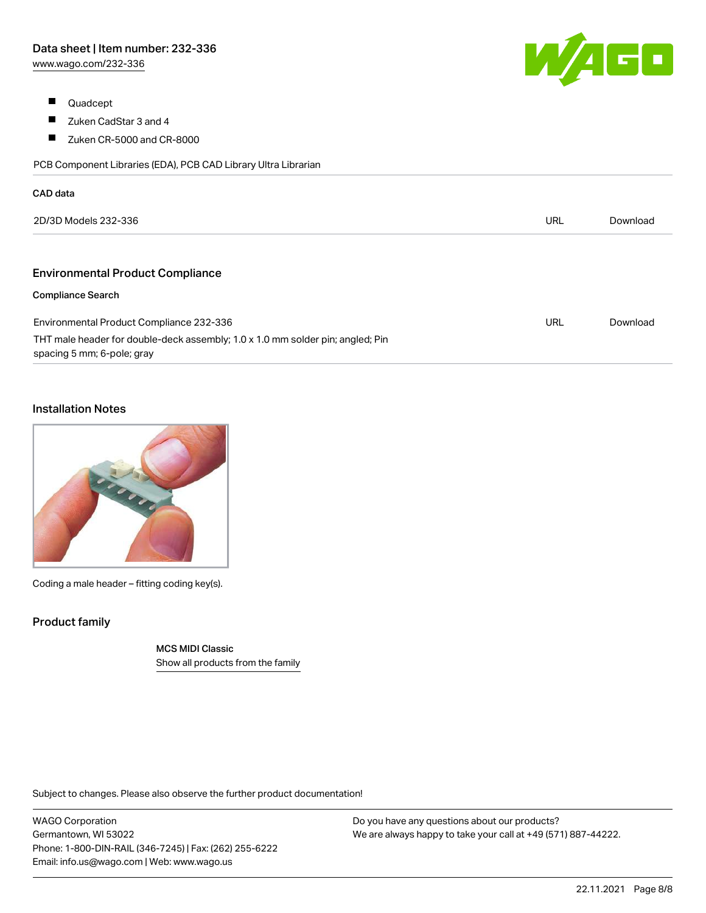- Quadcept
- Zuken CadStar 3 and 4
- Zuken CR-5000 and CR-8000

PCB Component Libraries (EDA), PCB CAD Library Ultra Librarian

**CAD data**

| | | |
|---|---|---|
| 2D/3D Models 232-336 | URL | Download |

## Environmental Product Compliance

**Compliance Search**

| | | |
|---|---|---|
| Environmental Product Compliance 232-336<br>THT male header for double-deck assembly; 1.0 x 1.0 mm solder pin; angled; Pin spacing 5 mm; 6-pole; gray | URL | Download |

## Installation Notes

Coding a male header – fitting coding key(s).

## Product family

**MCS MIDI Classic**
Show all products from the family

Subject to changes. Please also observe the further product documentation!

WAGO Corporation
Germantown, WI 53022
Phone: 1-800-DIN-RAIL (346-7245) | Fax: (262) 255-6222
Email: info.us@wago.com | Web: www.wago.us

Do you have any questions about our products?
We are always happy to take your call at +49 (571) 887-44222.